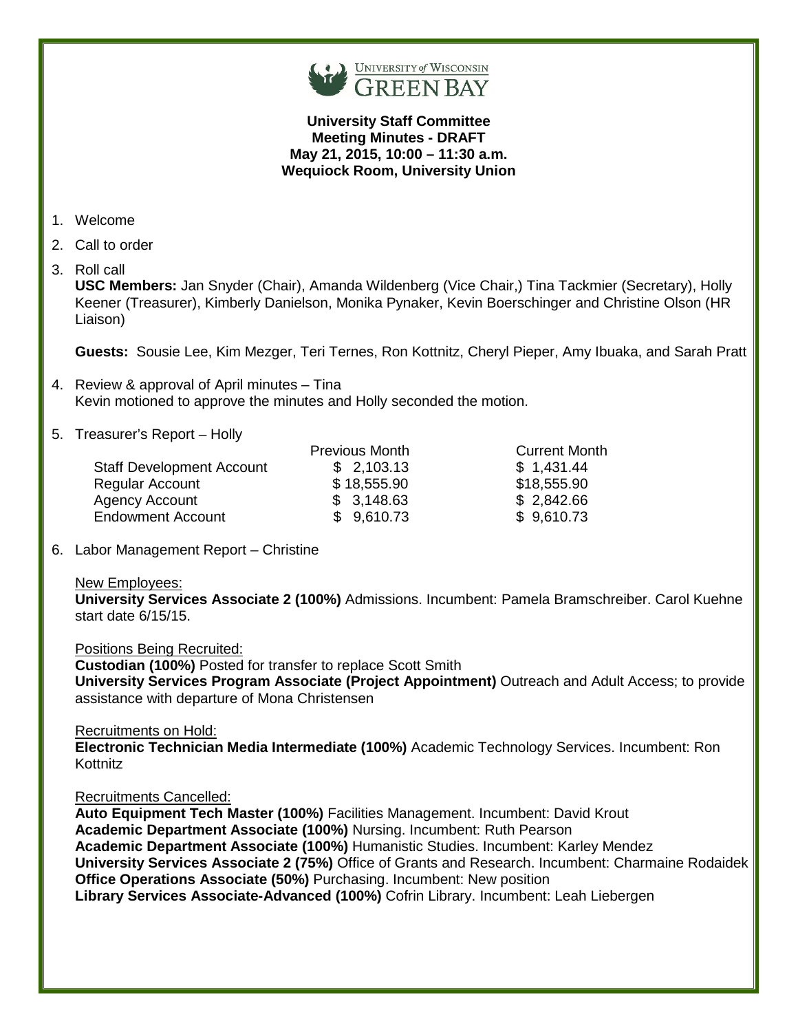**University Staff Committee**
**Meeting Minutes - DRAFT**
**May 21, 2015, 10:00 – 11:30 a.m.**
**Wequiock Room, University Union**

1. Welcome
2. Call to order
3. Roll call

   **USC Members:** Jan Snyder (Chair), Amanda Wildenberg (Vice Chair,) Tina Tackmier (Secretary), Holly Keener (Treasurer), Kimberly Danielson, Monika Pynaker, Kevin Boerschinger and Christine Olson (HR Liaison)

   **Guests:** Sousie Lee, Kim Mezger, Teri Ternes, Ron Kottnitz, Cheryl Pieper, Amy Ibuaka, and Sarah Pratt

4. Review & approval of April minutes – Tina

   Kevin motioned to approve the minutes and Holly seconded the motion.

5. Treasurer's Report – Holly

| | Previous Month | Current Month |
|---|---|---|
| Staff Development Account | $ 2,103.13 | $ 1,431.44 |
| Regular Account | $ 18,555.90 | $18,555.90 |
| Agency Account | $ 3,148.63 | $ 2,842.66 |
| Endowment Account | $ 9,610.73 | $ 9,610.73 |

6. Labor Management Report – Christine

   New Employees:

   **University Services Associate 2 (100%)** Admissions. Incumbent: Pamela Bramschreiber. Carol Kuehne start date 6/15/15.

   Positions Being Recruited:

   **Custodian (100%)** Posted for transfer to replace Scott Smith

   **University Services Program Associate (Project Appointment)** Outreach and Adult Access; to provide assistance with departure of Mona Christensen

   Recruitments on Hold:

   **Electronic Technician Media Intermediate (100%)** Academic Technology Services. Incumbent: Ron Kottnitz

   Recruitments Cancelled:

   **Auto Equipment Tech Master (100%)** Facilities Management. Incumbent: David Krout

   **Academic Department Associate (100%)** Nursing. Incumbent: Ruth Pearson

   **Academic Department Associate (100%)** Humanistic Studies. Incumbent: Karley Mendez

   **University Services Associate 2 (75%)** Office of Grants and Research. Incumbent: Charmaine Rodaidek

   **Office Operations Associate (50%)** Purchasing. Incumbent: New position

   **Library Services Associate-Advanced (100%)** Cofrin Library. Incumbent: Leah Liebergen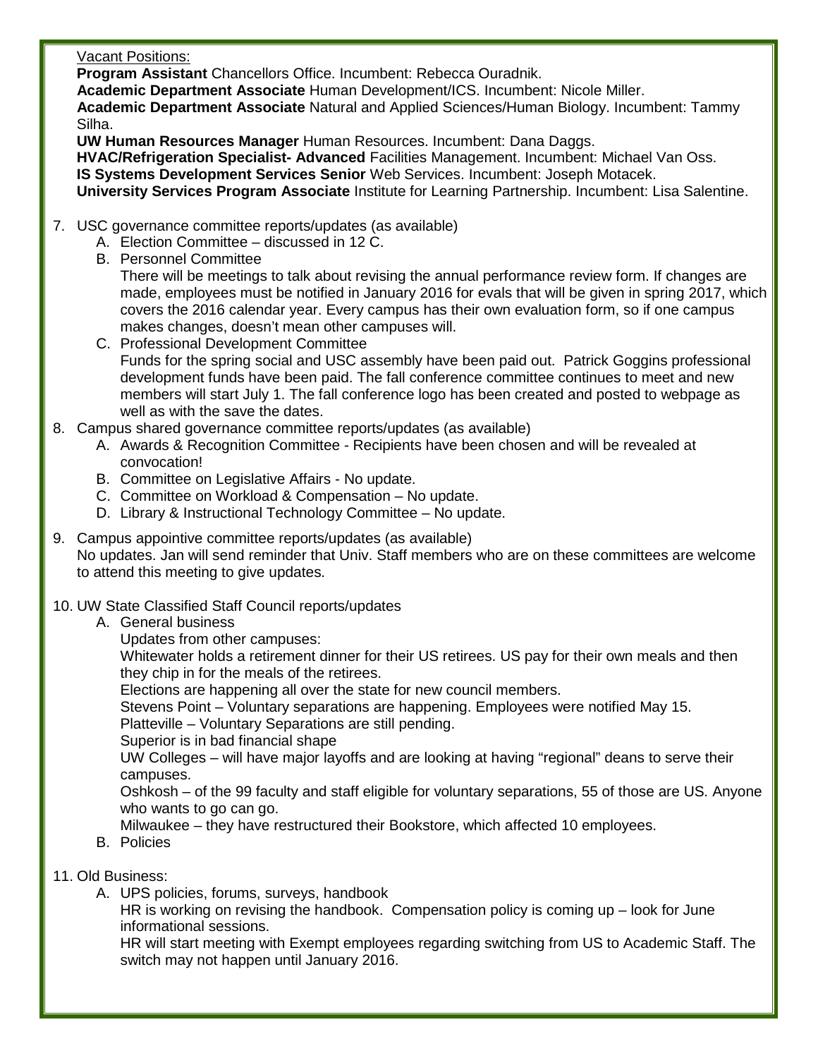Vacant Positions:

**Program Assistant** Chancellors Office. Incumbent: Rebecca Ouradnik.
**Academic Department Associate** Human Development/ICS. Incumbent: Nicole Miller.
**Academic Department Associate** Natural and Applied Sciences/Human Biology. Incumbent: Tammy Silha.
**UW Human Resources Manager** Human Resources. Incumbent: Dana Daggs.
**HVAC/Refrigeration Specialist- Advanced** Facilities Management. Incumbent: Michael Van Oss.
**IS Systems Development Services Senior** Web Services. Incumbent: Joseph Motacek.
**University Services Program Associate** Institute for Learning Partnership. Incumbent: Lisa Salentine.

7. USC governance committee reports/updates (as available)
   A. Election Committee – discussed in 12 C.
   B. Personnel Committee
      There will be meetings to talk about revising the annual performance review form. If changes are made, employees must be notified in January 2016 for evals that will be given in spring 2017, which covers the 2016 calendar year. Every campus has their own evaluation form, so if one campus makes changes, doesn't mean other campuses will.
   C. Professional Development Committee
      Funds for the spring social and USC assembly have been paid out. Patrick Goggins professional development funds have been paid. The fall conference committee continues to meet and new members will start July 1. The fall conference logo has been created and posted to webpage as well as with the save the dates.
8. Campus shared governance committee reports/updates (as available)
   A. Awards & Recognition Committee - Recipients have been chosen and will be revealed at convocation!
   B. Committee on Legislative Affairs - No update.
   C. Committee on Workload & Compensation – No update.
   D. Library & Instructional Technology Committee – No update.
9. Campus appointive committee reports/updates (as available)
   No updates. Jan will send reminder that Univ. Staff members who are on these committees are welcome to attend this meeting to give updates.
10. UW State Classified Staff Council reports/updates
    A. General business
       Updates from other campuses:
       Whitewater holds a retirement dinner for their US retirees. US pay for their own meals and then they chip in for the meals of the retirees.
       Elections are happening all over the state for new council members.
       Stevens Point – Voluntary separations are happening. Employees were notified May 15.
       Platteville – Voluntary Separations are still pending.
       Superior is in bad financial shape
       UW Colleges – will have major layoffs and are looking at having "regional" deans to serve their campuses.
       Oshkosh – of the 99 faculty and staff eligible for voluntary separations, 55 of those are US. Anyone who wants to go can go.
       Milwaukee – they have restructured their Bookstore, which affected 10 employees.
    B. Policies
11. Old Business:
    A. UPS policies, forums, surveys, handbook
       HR is working on revising the handbook. Compensation policy is coming up – look for June informational sessions.
       HR will start meeting with Exempt employees regarding switching from US to Academic Staff. The switch may not happen until January 2016.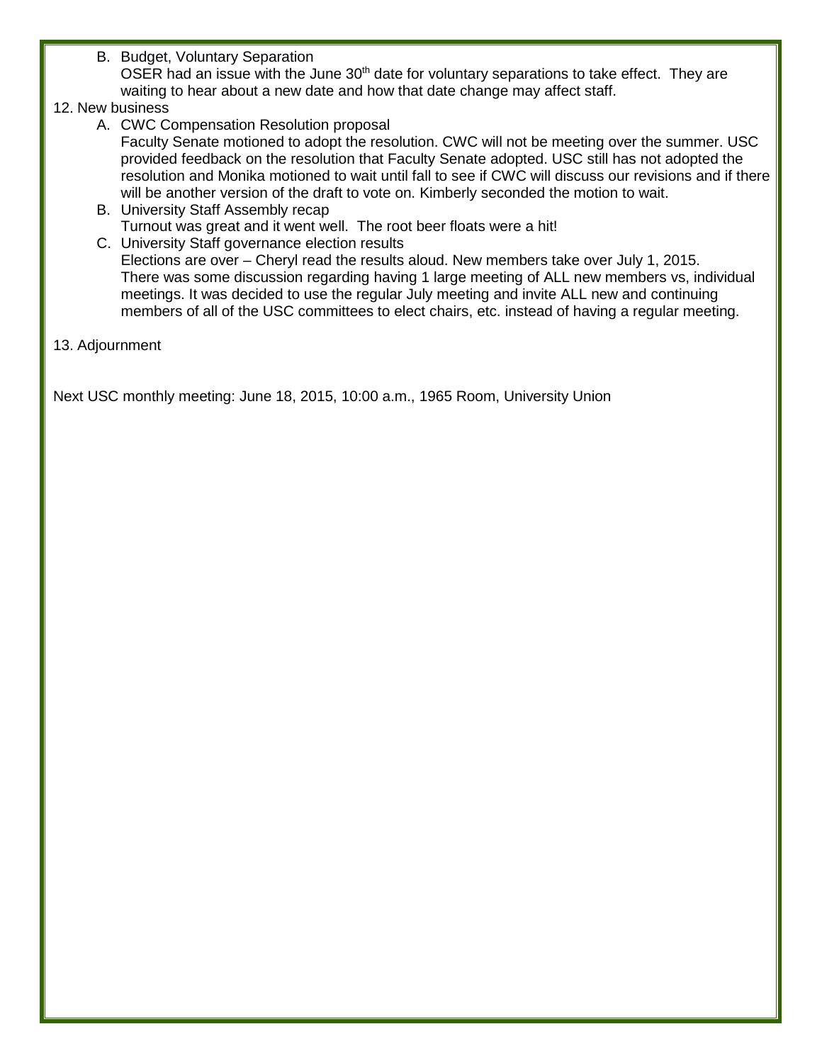B. Budget, Voluntary Separation
   OSER had an issue with the June 30th date for voluntary separations to take effect. They are waiting to hear about a new date and how that date change may affect staff.

12. New business

A. CWC Compensation Resolution proposal
   Faculty Senate motioned to adopt the resolution. CWC will not be meeting over the summer. USC provided feedback on the resolution that Faculty Senate adopted. USC still has not adopted the resolution and Monika motioned to wait until fall to see if CWC will discuss our revisions and if there will be another version of the draft to vote on. Kimberly seconded the motion to wait.

B. University Staff Assembly recap
   Turnout was great and it went well. The root beer floats were a hit!

C. University Staff governance election results
   Elections are over – Cheryl read the results aloud. New members take over July 1, 2015.
   There was some discussion regarding having 1 large meeting of ALL new members vs, individual meetings. It was decided to use the regular July meeting and invite ALL new and continuing members of all of the USC committees to elect chairs, etc. instead of having a regular meeting.

13. Adjournment

Next USC monthly meeting: June 18, 2015, 10:00 a.m., 1965 Room, University Union